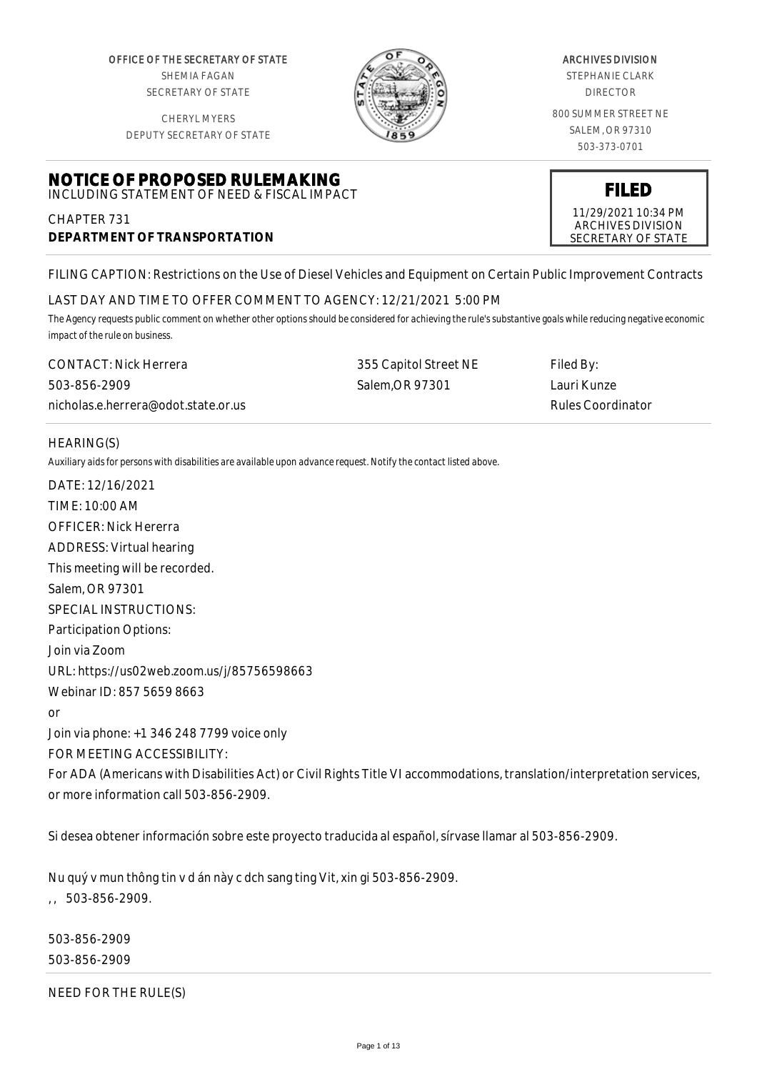OFFICE OF THE SECRETARY OF STATE
SHEMIA FAGAN
SECRETARY OF STATE

CHERYL MYERS
DEPUTY SECRETARY OF STATE

ARCHIVES DIVISION
STEPHANIE CLARK
DIRECTOR

800 SUMMER STREET NE
SALEM, OR 97310
503-373-0701

# NOTICE OF PROPOSED RULEMAKING

INCLUDING STATEMENT OF NEED & FISCAL IMPACT

CHAPTER 731
**DEPARTMENT OF TRANSPORTATION**

**FILED**
11/29/2021 10:34 PM
ARCHIVES DIVISION
SECRETARY OF STATE

FILING CAPTION: Restrictions on the Use of Diesel Vehicles and Equipment on Certain Public Improvement Contracts

LAST DAY AND TIME TO OFFER COMMENT TO AGENCY: 12/21/2021 5:00 PM

*The Agency requests public comment on whether other options should be considered for achieving the rule's substantive goals while reducing negative economic impact of the rule on business.*

CONTACT: Nick Herrera
503-856-2909
nicholas.e.herrera@odot.state.or.us

355 Capitol Street NE
Salem,OR 97301

Filed By:
Lauri Kunze
Rules Coordinator

HEARING(S)

*Auxiliary aids for persons with disabilities are available upon advance request. Notify the contact listed above.*

DATE: 12/16/2021
TIME: 10:00 AM
OFFICER: Nick Hererra
ADDRESS: Virtual hearing
This meeting will be recorded.
Salem, OR 97301
SPECIAL INSTRUCTIONS:
Participation Options:
Join via Zoom
URL: https://us02web.zoom.us/j/85756598663
Webinar ID: 857 5659 8663
or
Join via phone: +1 346 248 7799 voice only
FOR MEETING ACCESSIBILITY:
For ADA (Americans with Disabilities Act) or Civil Rights Title VI accommodations, translation/interpretation services, or more information call 503-856-2909.

Si desea obtener información sobre este proyecto traducida al español, sírvase llamar al 503-856-2909.

Nu quý v mun thông tin v d án này c dch sang ting Vit, xin gi 503-856-2909.
, , 503-856-2909.

503-856-2909
503-856-2909

NEED FOR THE RULE(S)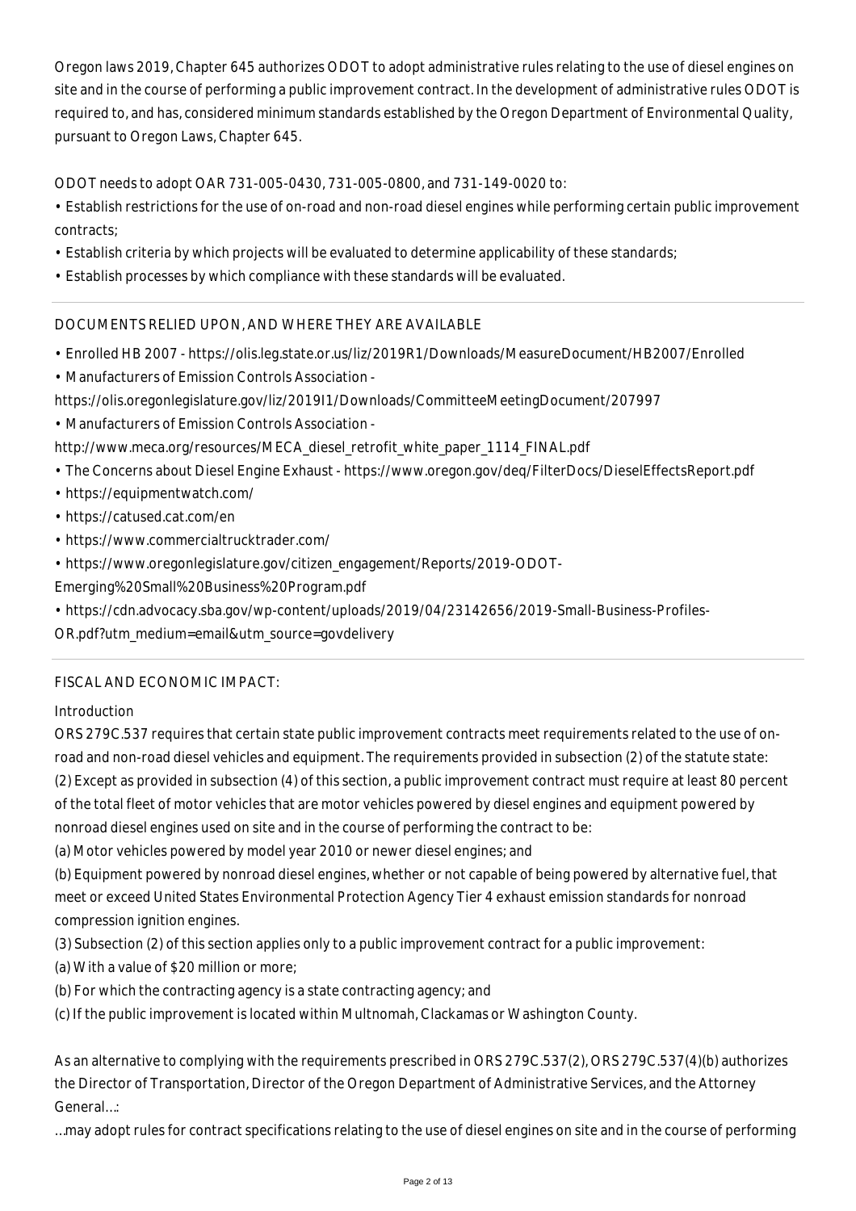Oregon laws 2019, Chapter 645 authorizes ODOT to adopt administrative rules relating to the use of diesel engines on site and in the course of performing a public improvement contract. In the development of administrative rules ODOT is required to, and has, considered minimum standards established by the Oregon Department of Environmental Quality, pursuant to Oregon Laws, Chapter 645.

ODOT needs to adopt OAR 731-005-0430, 731-005-0800, and 731-149-0020 to:

- Establish restrictions for the use of on-road and non-road diesel engines while performing certain public improvement contracts;
- Establish criteria by which projects will be evaluated to determine applicability of these standards;
- Establish processes by which compliance with these standards will be evaluated.

DOCUMENTS RELIED UPON, AND WHERE THEY ARE AVAILABLE

- Enrolled HB 2007 - https://olis.leg.state.or.us/liz/2019R1/Downloads/MeasureDocument/HB2007/Enrolled
- Manufacturers of Emission Controls Association - https://olis.oregonlegislature.gov/liz/2019I1/Downloads/CommitteeMeetingDocument/207997
- Manufacturers of Emission Controls Association - http://www.meca.org/resources/MECA_diesel_retrofit_white_paper_1114_FINAL.pdf
- The Concerns about Diesel Engine Exhaust - https://www.oregon.gov/deq/FilterDocs/DieselEffectsReport.pdf
- https://equipmentwatch.com/
- https://catused.cat.com/en
- https://www.commercialtrucktrader.com/
- https://www.oregonlegislature.gov/citizen_engagement/Reports/2019-ODOT-Emerging%20Small%20Business%20Program.pdf
- https://cdn.advocacy.sba.gov/wp-content/uploads/2019/04/23142656/2019-Small-Business-Profiles-OR.pdf?utm_medium=email&utm_source=govdelivery

FISCAL AND ECONOMIC IMPACT:

Introduction

ORS 279C.537 requires that certain state public improvement contracts meet requirements related to the use of on-road and non-road diesel vehicles and equipment. The requirements provided in subsection (2) of the statute state:

(2) Except as provided in subsection (4) of this section, a public improvement contract must require at least 80 percent of the total fleet of motor vehicles that are motor vehicles powered by diesel engines and equipment powered by nonroad diesel engines used on site and in the course of performing the contract to be:

(a) Motor vehicles powered by model year 2010 or newer diesel engines; and

(b) Equipment powered by nonroad diesel engines, whether or not capable of being powered by alternative fuel, that meet or exceed United States Environmental Protection Agency Tier 4 exhaust emission standards for nonroad compression ignition engines.

(3) Subsection (2) of this section applies only to a public improvement contract for a public improvement:

(a) With a value of $20 million or more;

(b) For which the contracting agency is a state contracting agency; and

(c) If the public improvement is located within Multnomah, Clackamas or Washington County.

As an alternative to complying with the requirements prescribed in ORS 279C.537(2), ORS 279C.537(4)(b) authorizes the Director of Transportation, Director of the Oregon Department of Administrative Services, and the Attorney General…:

…may adopt rules for contract specifications relating to the use of diesel engines on site and in the course of performing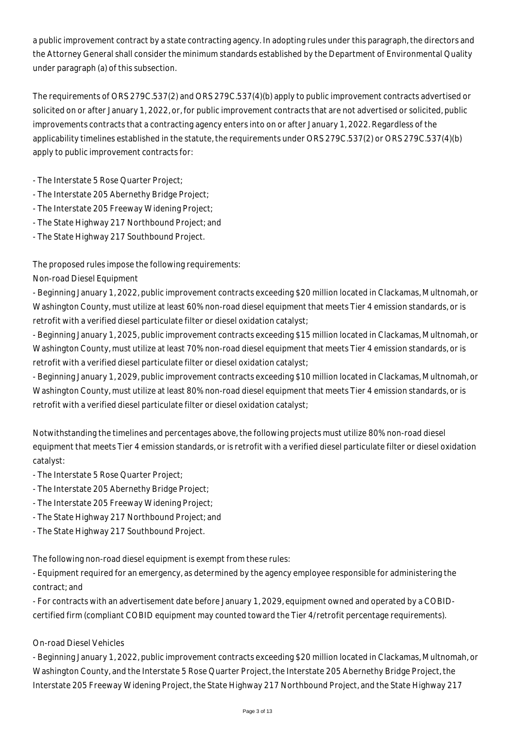a public improvement contract by a state contracting agency. In adopting rules under this paragraph, the directors and the Attorney General shall consider the minimum standards established by the Department of Environmental Quality under paragraph (a) of this subsection.

The requirements of ORS 279C.537(2) and ORS 279C.537(4)(b) apply to public improvement contracts advertised or solicited on or after January 1, 2022, or, for public improvement contracts that are not advertised or solicited, public improvements contracts that a contracting agency enters into on or after January 1, 2022. Regardless of the applicability timelines established in the statute, the requirements under ORS 279C.537(2) or ORS 279C.537(4)(b) apply to public improvement contracts for:

- The Interstate 5 Rose Quarter Project;
- The Interstate 205 Abernethy Bridge Project;
- The Interstate 205 Freeway Widening Project;
- The State Highway 217 Northbound Project; and
- The State Highway 217 Southbound Project.

The proposed rules impose the following requirements:

Non-road Diesel Equipment

- Beginning January 1, 2022, public improvement contracts exceeding $20 million located in Clackamas, Multnomah, or Washington County, must utilize at least 60% non-road diesel equipment that meets Tier 4 emission standards, or is retrofit with a verified diesel particulate filter or diesel oxidation catalyst;
- Beginning January 1, 2025, public improvement contracts exceeding $15 million located in Clackamas, Multnomah, or Washington County, must utilize at least 70% non-road diesel equipment that meets Tier 4 emission standards, or is retrofit with a verified diesel particulate filter or diesel oxidation catalyst;
- Beginning January 1, 2029, public improvement contracts exceeding $10 million located in Clackamas, Multnomah, or Washington County, must utilize at least 80% non-road diesel equipment that meets Tier 4 emission standards, or is retrofit with a verified diesel particulate filter or diesel oxidation catalyst;

Notwithstanding the timelines and percentages above, the following projects must utilize 80% non-road diesel equipment that meets Tier 4 emission standards, or is retrofit with a verified diesel particulate filter or diesel oxidation catalyst:

- The Interstate 5 Rose Quarter Project;
- The Interstate 205 Abernethy Bridge Project;
- The Interstate 205 Freeway Widening Project;
- The State Highway 217 Northbound Project; and
- The State Highway 217 Southbound Project.

The following non-road diesel equipment is exempt from these rules:

- Equipment required for an emergency, as determined by the agency employee responsible for administering the contract; and
- For contracts with an advertisement date before January 1, 2029, equipment owned and operated by a COBID-certified firm (compliant COBID equipment may counted toward the Tier 4/retrofit percentage requirements).

On-road Diesel Vehicles

- Beginning January 1, 2022, public improvement contracts exceeding $20 million located in Clackamas, Multnomah, or Washington County, and the Interstate 5 Rose Quarter Project, the Interstate 205 Abernethy Bridge Project, the Interstate 205 Freeway Widening Project, the State Highway 217 Northbound Project, and the State Highway 217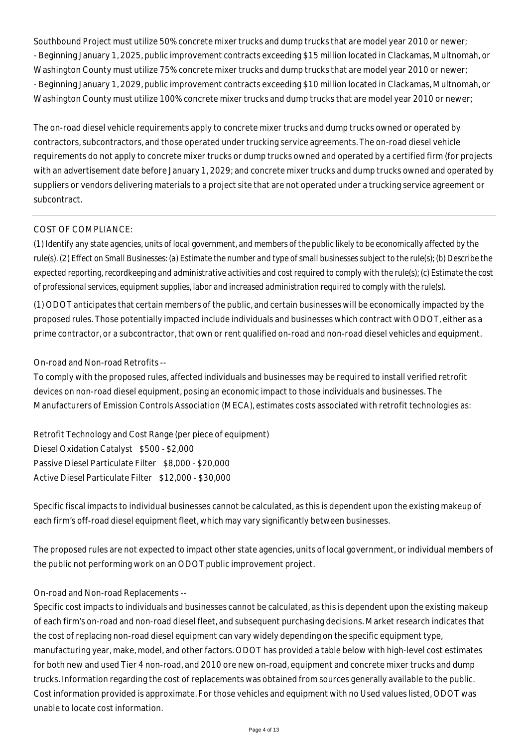Southbound Project must utilize 50% concrete mixer trucks and dump trucks that are model year 2010 or newer;
- Beginning January 1, 2025, public improvement contracts exceeding $15 million located in Clackamas, Multnomah, or Washington County must utilize 75% concrete mixer trucks and dump trucks that are model year 2010 or newer;
- Beginning January 1, 2029, public improvement contracts exceeding $10 million located in Clackamas, Multnomah, or Washington County must utilize 100% concrete mixer trucks and dump trucks that are model year 2010 or newer;

The on-road diesel vehicle requirements apply to concrete mixer trucks and dump trucks owned or operated by contractors, subcontractors, and those operated under trucking service agreements. The on-road diesel vehicle requirements do not apply to concrete mixer trucks or dump trucks owned and operated by a certified firm (for projects with an advertisement date before January 1, 2029; and concrete mixer trucks and dump trucks owned and operated by suppliers or vendors delivering materials to a project site that are not operated under a trucking service agreement or subcontract.

---

COST OF COMPLIANCE:

*(1) Identify any state agencies, units of local government, and members of the public likely to be economically affected by the rule(s). (2) Effect on Small Businesses: (a) Estimate the number and type of small businesses subject to the rule(s); (b) Describe the expected reporting, recordkeeping and administrative activities and cost required to comply with the rule(s); (c) Estimate the cost of professional services, equipment supplies, labor and increased administration required to comply with the rule(s).*

(1) ODOT anticipates that certain members of the public, and certain businesses will be economically impacted by the proposed rules. Those potentially impacted include individuals and businesses which contract with ODOT, either as a prime contractor, or a subcontractor, that own or rent qualified on-road and non-road diesel vehicles and equipment.

On-road and Non-road Retrofits --
To comply with the proposed rules, affected individuals and businesses may be required to install verified retrofit devices on non-road diesel equipment, posing an economic impact to those individuals and businesses. The Manufacturers of Emission Controls Association (MECA), estimates costs associated with retrofit technologies as:

| Retrofit Technology and Cost Range (per piece of equipment) | |
|---|---|
| Diesel Oxidation Catalyst | $500 - $2,000 |
| Passive Diesel Particulate Filter | $8,000 - $20,000 |
| Active Diesel Particulate Filter | $12,000 - $30,000 |

Specific fiscal impacts to individual businesses cannot be calculated, as this is dependent upon the existing makeup of each firm's off-road diesel equipment fleet, which may vary significantly between businesses.

The proposed rules are not expected to impact other state agencies, units of local government, or individual members of the public not performing work on an ODOT public improvement project.

On-road and Non-road Replacements --
Specific cost impacts to individuals and businesses cannot be calculated, as this is dependent upon the existing makeup of each firm's on-road and non-road diesel fleet, and subsequent purchasing decisions. Market research indicates that the cost of replacing non-road diesel equipment can vary widely depending on the specific equipment type, manufacturing year, make, model, and other factors. ODOT has provided a table below with high-level cost estimates for both new and used Tier 4 non-road, and 2010 ore new on-road, equipment and concrete mixer trucks and dump trucks. Information regarding the cost of replacements was obtained from sources generally available to the public. Cost information provided is approximate. For those vehicles and equipment with no Used values listed, ODOT was unable to locate cost information.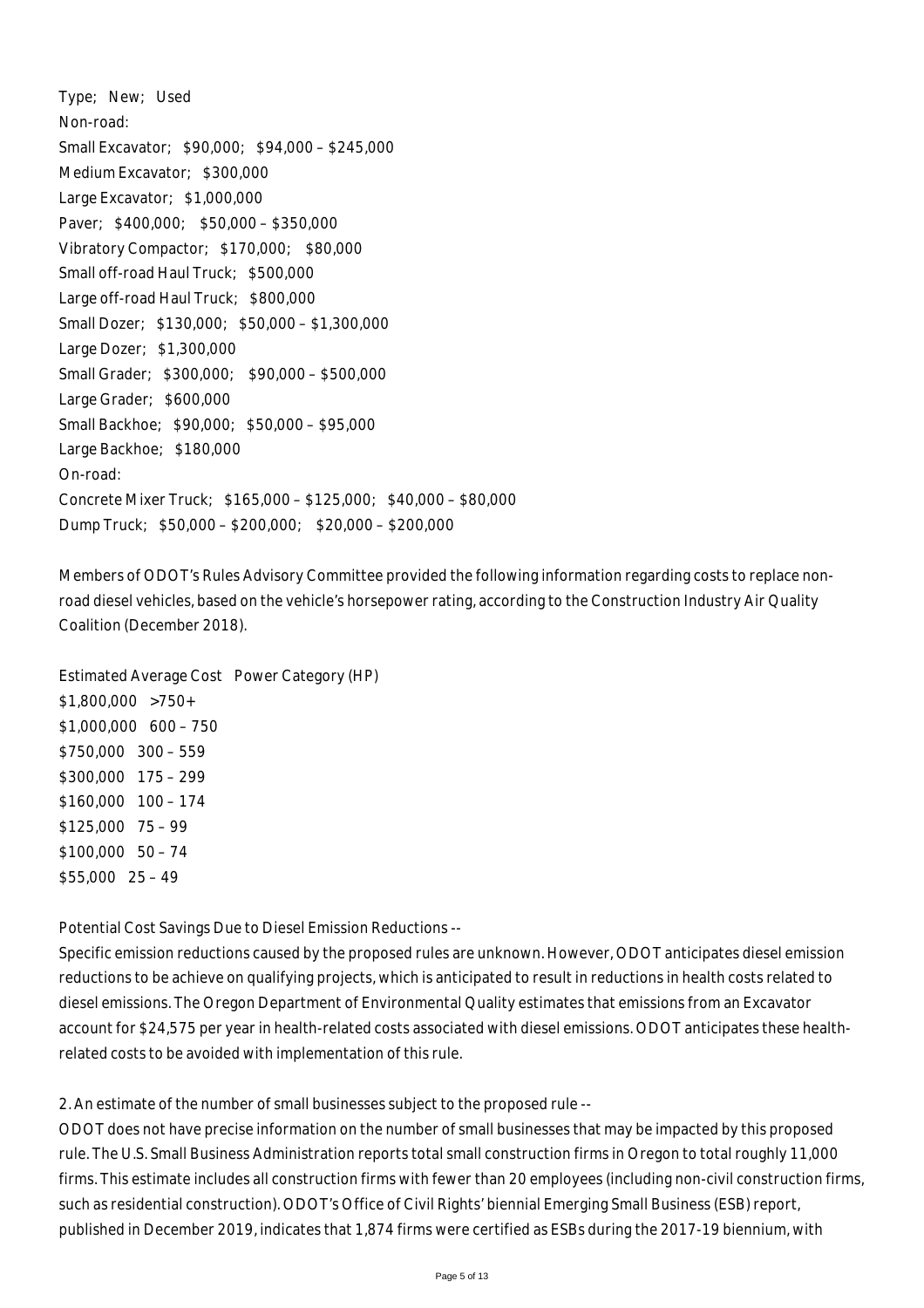| Type | New | Used |
| --- | --- | --- |
| Non-road: | | |
| Small Excavator | \$90,000 | \$94,000 – \$245,000 |
| Medium Excavator | \$300,000 | |
| Large Excavator | \$1,000,000 | |
| Paver | \$400,000 | \$50,000 – \$350,000 |
| Vibratory Compactor | \$170,000 | \$80,000 |
| Small off-road Haul Truck | \$500,000 | |
| Large off-road Haul Truck | \$800,000 | |
| Small Dozer | \$130,000 | \$50,000 – \$1,300,000 |
| Large Dozer | \$1,300,000 | |
| Small Grader | \$300,000 | \$90,000 – \$500,000 |
| Large Grader | \$600,000 | |
| Small Backhoe | \$90,000 | \$50,000 – \$95,000 |
| Large Backhoe | \$180,000 | |
| On-road: | | |
| Concrete Mixer Truck | \$165,000 – \$125,000 | \$40,000 – \$80,000 |
| Dump Truck | \$50,000 – \$200,000 | \$20,000 – \$200,000 |

Members of ODOT's Rules Advisory Committee provided the following information regarding costs to replace non-road diesel vehicles, based on the vehicle's horsepower rating, according to the Construction Industry Air Quality Coalition (December 2018).

| Estimated Average Cost | Power Category (HP) |
| --- | --- |
| \$1,800,000 | >750+ |
| \$1,000,000 | 600 – 750 |
| \$750,000 | 300 – 559 |
| \$300,000 | 175 – 299 |
| \$160,000 | 100 – 174 |
| \$125,000 | 75 – 99 |
| \$100,000 | 50 – 74 |
| \$55,000 | 25 – 49 |

Potential Cost Savings Due to Diesel Emission Reductions --

Specific emission reductions caused by the proposed rules are unknown. However, ODOT anticipates diesel emission reductions to be achieve on qualifying projects, which is anticipated to result in reductions in health costs related to diesel emissions. The Oregon Department of Environmental Quality estimates that emissions from an Excavator account for \$24,575 per year in health-related costs associated with diesel emissions. ODOT anticipates these health-related costs to be avoided with implementation of this rule.

2. An estimate of the number of small businesses subject to the proposed rule --

ODOT does not have precise information on the number of small businesses that may be impacted by this proposed rule. The U.S. Small Business Administration reports total small construction firms in Oregon to total roughly 11,000 firms. This estimate includes all construction firms with fewer than 20 employees (including non-civil construction firms, such as residential construction). ODOT's Office of Civil Rights' biennial Emerging Small Business (ESB) report, published in December 2019, indicates that 1,874 firms were certified as ESBs during the 2017-19 biennium, with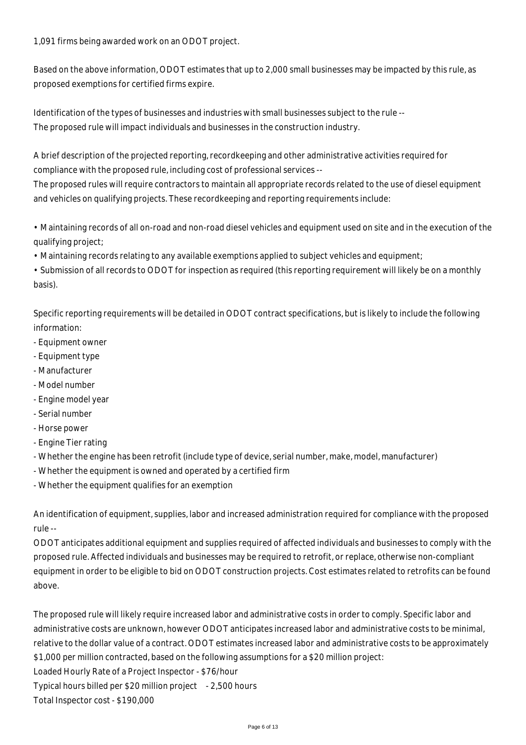1,091 firms being awarded work on an ODOT project.

Based on the above information, ODOT estimates that up to 2,000 small businesses may be impacted by this rule, as proposed exemptions for certified firms expire.

Identification of the types of businesses and industries with small businesses subject to the rule --
The proposed rule will impact individuals and businesses in the construction industry.

A brief description of the projected reporting, recordkeeping and other administrative activities required for compliance with the proposed rule, including cost of professional services --
The proposed rules will require contractors to maintain all appropriate records related to the use of diesel equipment and vehicles on qualifying projects. These recordkeeping and reporting requirements include:

• Maintaining records of all on-road and non-road diesel vehicles and equipment used on site and in the execution of the qualifying project;
• Maintaining records relating to any available exemptions applied to subject vehicles and equipment;
• Submission of all records to ODOT for inspection as required (this reporting requirement will likely be on a monthly basis).

Specific reporting requirements will be detailed in ODOT contract specifications, but is likely to include the following information:
- Equipment owner
- Equipment type
- Manufacturer
- Model number
- Engine model year
- Serial number
- Horse power
- Engine Tier rating
- Whether the engine has been retrofit (include type of device, serial number, make, model, manufacturer)
- Whether the equipment is owned and operated by a certified firm
- Whether the equipment qualifies for an exemption

An identification of equipment, supplies, labor and increased administration required for compliance with the proposed rule --
ODOT anticipates additional equipment and supplies required of affected individuals and businesses to comply with the proposed rule. Affected individuals and businesses may be required to retrofit, or replace, otherwise non-compliant equipment in order to be eligible to bid on ODOT construction projects. Cost estimates related to retrofits can be found above.

The proposed rule will likely require increased labor and administrative costs in order to comply. Specific labor and administrative costs are unknown, however ODOT anticipates increased labor and administrative costs to be minimal, relative to the dollar value of a contract. ODOT estimates increased labor and administrative costs to be approximately $1,000 per million contracted, based on the following assumptions for a $20 million project:
Loaded Hourly Rate of a Project Inspector - $76/hour
Typical hours billed per $20 million project - 2,500 hours
Total Inspector cost - $190,000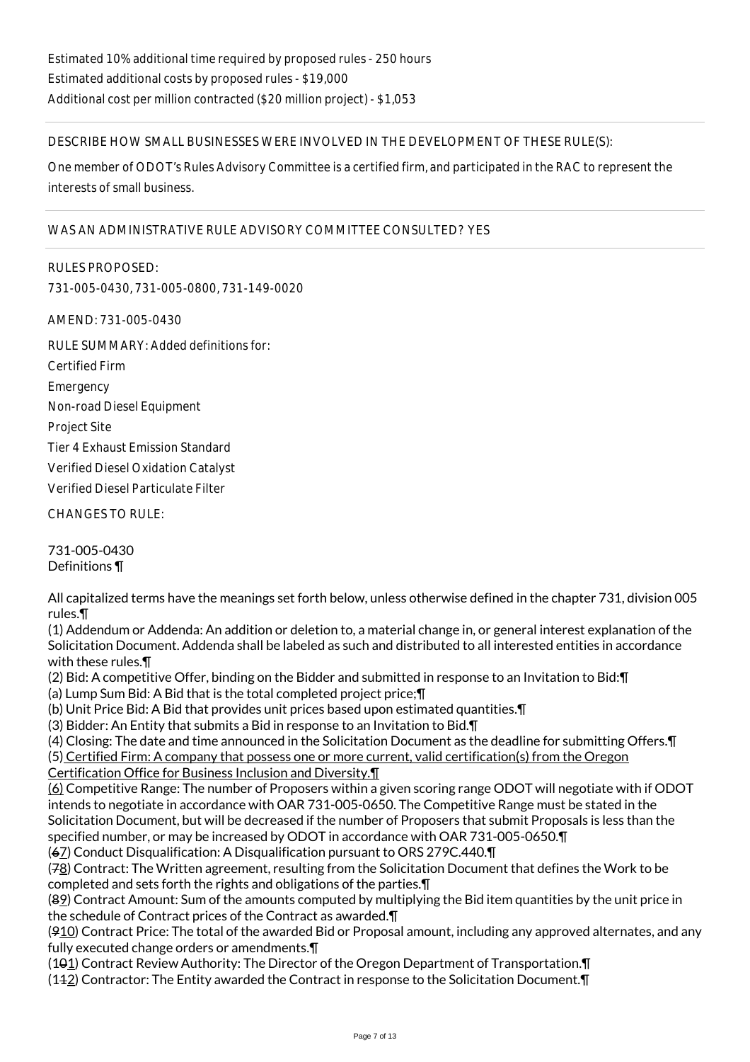Estimated 10% additional time required by proposed rules - 250 hours
Estimated additional costs by proposed rules - $19,000
Additional cost per million contracted ($20 million project) - $1,053

DESCRIBE HOW SMALL BUSINESSES WERE INVOLVED IN THE DEVELOPMENT OF THESE RULE(S):

One member of ODOT's Rules Advisory Committee is a certified firm, and participated in the RAC to represent the interests of small business.

WAS AN ADMINISTRATIVE RULE ADVISORY COMMITTEE CONSULTED? YES

RULES PROPOSED:
731-005-0430, 731-005-0800, 731-149-0020

AMEND: 731-005-0430

RULE SUMMARY: Added definitions for:
Certified Firm
Emergency
Non-road Diesel Equipment
Project Site
Tier 4 Exhaust Emission Standard
Verified Diesel Oxidation Catalyst
Verified Diesel Particulate Filter

CHANGES TO RULE:

731-005-0430
Definitions ¶

All capitalized terms have the meanings set forth below, unless otherwise defined in the chapter 731, division 005 rules.¶
(1) Addendum or Addenda: An addition or deletion to, a material change in, or general interest explanation of the Solicitation Document. Addenda shall be labeled as such and distributed to all interested entities in accordance with these rules.¶
(2) Bid: A competitive Offer, binding on the Bidder and submitted in response to an Invitation to Bid:¶
(a) Lump Sum Bid: A Bid that is the total completed project price;¶
(b) Unit Price Bid: A Bid that provides unit prices based upon estimated quantities.¶
(3) Bidder: An Entity that submits a Bid in response to an Invitation to Bid.¶
(4) Closing: The date and time announced in the Solicitation Document as the deadline for submitting Offers.¶
(5) Certified Firm: A company that possess one or more current, valid certification(s) from the Oregon Certification Office for Business Inclusion and Diversity.¶
(6) Competitive Range: The number of Proposers within a given scoring range ODOT will negotiate with if ODOT intends to negotiate in accordance with OAR 731-005-0650. The Competitive Range must be stated in the Solicitation Document, but will be decreased if the number of Proposers that submit Proposals is less than the specified number, or may be increased by ODOT in accordance with OAR 731-005-0650.¶
(~~6~~7) Conduct Disqualification: A Disqualification pursuant to ORS 279C.440.¶
(~~7~~8) Contract: The Written agreement, resulting from the Solicitation Document that defines the Work to be completed and sets forth the rights and obligations of the parties.¶
(~~8~~9) Contract Amount: Sum of the amounts computed by multiplying the Bid item quantities by the unit price in the schedule of Contract prices of the Contract as awarded.¶
(~~9~~10) Contract Price: The total of the awarded Bid or Proposal amount, including any approved alternates, and any fully executed change orders or amendments.¶
(1~~0~~1) Contract Review Authority: The Director of the Oregon Department of Transportation.¶
(1~~1~~2) Contractor: The Entity awarded the Contract in response to the Solicitation Document.¶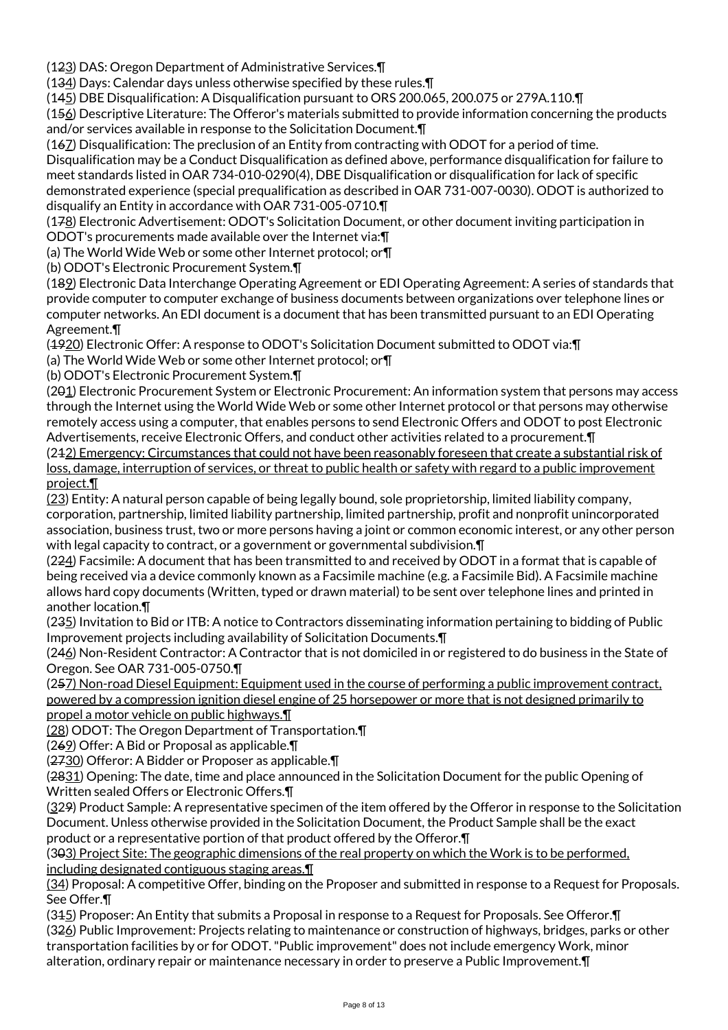(1~~2~~<u>3</u>) DAS: Oregon Department of Administrative Services.¶

(1~~3~~<u>4</u>) Days: Calendar days unless otherwise specified by these rules.¶

(1~~4~~<u>5</u>) DBE Disqualification: A Disqualification pursuant to ORS 200.065, 200.075 or 279A.110.¶

(1~~5~~<u>6</u>) Descriptive Literature: The Offeror's materials submitted to provide information concerning the products and/or services available in response to the Solicitation Document.¶

(1~~6~~<u>7</u>) Disqualification: The preclusion of an Entity from contracting with ODOT for a period of time. Disqualification may be a Conduct Disqualification as defined above, performance disqualification for failure to meet standards listed in OAR 734-010-0290(4), DBE Disqualification or disqualification for lack of specific demonstrated experience (special prequalification as described in OAR 731-007-0030). ODOT is authorized to disqualify an Entity in accordance with OAR 731-005-0710.¶

(1~~7~~<u>8</u>) Electronic Advertisement: ODOT's Solicitation Document, or other document inviting participation in ODOT's procurements made available over the Internet via:¶

(a) The World Wide Web or some other Internet protocol; or¶

(b) ODOT's Electronic Procurement System.¶

(1~~8~~<u>9</u>) Electronic Data Interchange Operating Agreement or EDI Operating Agreement: A series of standards that provide computer to computer exchange of business documents between organizations over telephone lines or computer networks. An EDI document is a document that has been transmitted pursuant to an EDI Operating Agreement.¶

(~~19~~<u>20</u>) Electronic Offer: A response to ODOT's Solicitation Document submitted to ODOT via:¶

(a) The World Wide Web or some other Internet protocol; or¶

(b) ODOT's Electronic Procurement System.¶

(2~~0~~<u>1</u>) Electronic Procurement System or Electronic Procurement: An information system that persons may access through the Internet using the World Wide Web or some other Internet protocol or that persons may otherwise remotely access using a computer, that enables persons to send Electronic Offers and ODOT to post Electronic Advertisements, receive Electronic Offers, and conduct other activities related to a procurement.¶

(2~~1~~<u>2) Emergency: Circumstances that could not have been reasonably foreseen that create a substantial risk of loss, damage, interruption of services, or threat to public health or safety with regard to a public improvement project.¶</u>

<u>(23</u>) Entity: A natural person capable of being legally bound, sole proprietorship, limited liability company, corporation, partnership, limited liability partnership, limited partnership, profit and nonprofit unincorporated association, business trust, two or more persons having a joint or common economic interest, or any other person with legal capacity to contract, or a government or governmental subdivision.¶

(2~~2~~<u>4</u>) Facsimile: A document that has been transmitted to and received by ODOT in a format that is capable of being received via a device commonly known as a Facsimile machine (e.g. a Facsimile Bid). A Facsimile machine allows hard copy documents (Written, typed or drawn material) to be sent over telephone lines and printed in another location.¶

(2~~3~~<u>5</u>) Invitation to Bid or ITB: A notice to Contractors disseminating information pertaining to bidding of Public Improvement projects including availability of Solicitation Documents.¶

(2~~4~~<u>6</u>) Non-Resident Contractor: A Contractor that is not domiciled in or registered to do business in the State of Oregon. See OAR 731-005-0750.¶

(2~~5~~<u>7) Non-road Diesel Equipment: Equipment used in the course of performing a public improvement contract, powered by a compression ignition diesel engine of 25 horsepower or more that is not designed primarily to propel a motor vehicle on public highways.¶</u>

<u>(28</u>) ODOT: The Oregon Department of Transportation.¶

(2~~6~~<u>9</u>) Offer: A Bid or Proposal as applicable.¶

(~~27~~<u>30</u>) Offeror: A Bidder or Proposer as applicable.¶

(~~28~~<u>31</u>) Opening: The date, time and place announced in the Solicitation Document for the public Opening of Written sealed Offers or Electronic Offers.¶

(<u>3</u>2~~9~~) Product Sample: A representative specimen of the item offered by the Offeror in response to the Solicitation Document. Unless otherwise provided in the Solicitation Document, the Product Sample shall be the exact product or a representative portion of that product offered by the Offeror.¶

(3~~0~~<u>3) Project Site: The geographic dimensions of the real property on which the Work is to be performed, including designated contiguous staging areas.¶</u>

<u>(34</u>) Proposal: A competitive Offer, binding on the Proposer and submitted in response to a Request for Proposals. See Offer.¶

(3~~1~~<u>5</u>) Proposer: An Entity that submits a Proposal in response to a Request for Proposals. See Offeror.¶

(3~~2~~<u>6</u>) Public Improvement: Projects relating to maintenance or construction of highways, bridges, parks or other transportation facilities by or for ODOT. "Public improvement" does not include emergency Work, minor alteration, ordinary repair or maintenance necessary in order to preserve a Public Improvement.¶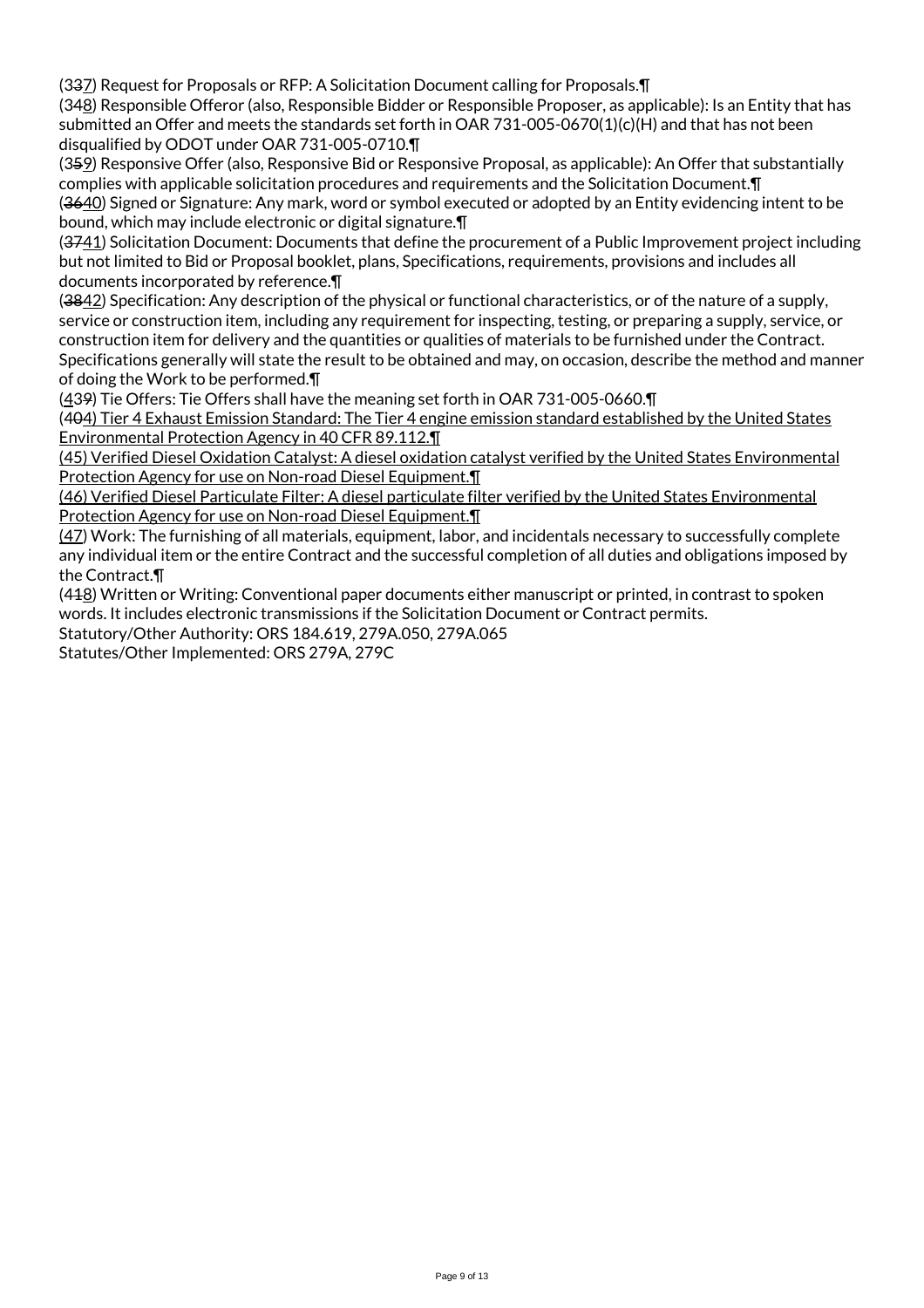(337) Request for Proposals or RFP: A Solicitation Document calling for Proposals.¶
(348) Responsible Offeror (also, Responsible Bidder or Responsible Proposer, as applicable): Is an Entity that has submitted an Offer and meets the standards set forth in OAR 731-005-0670(1)(c)(H) and that has not been disqualified by ODOT under OAR 731-005-0710.¶
(359) Responsive Offer (also, Responsive Bid or Responsive Proposal, as applicable): An Offer that substantially complies with applicable solicitation procedures and requirements and the Solicitation Document.¶
(3640) Signed or Signature: Any mark, word or symbol executed or adopted by an Entity evidencing intent to be bound, which may include electronic or digital signature.¶
(3741) Solicitation Document: Documents that define the procurement of a Public Improvement project including but not limited to Bid or Proposal booklet, plans, Specifications, requirements, provisions and includes all documents incorporated by reference.¶
(3842) Specification: Any description of the physical or functional characteristics, or of the nature of a supply, service or construction item, including any requirement for inspecting, testing, or preparing a supply, service, or construction item for delivery and the quantities or qualities of materials to be furnished under the Contract. Specifications generally will state the result to be obtained and may, on occasion, describe the method and manner of doing the Work to be performed.¶
(439) Tie Offers: Tie Offers shall have the meaning set forth in OAR 731-005-0660.¶
(404) Tier 4 Exhaust Emission Standard: The Tier 4 engine emission standard established by the United States Environmental Protection Agency in 40 CFR 89.112.¶
(45) Verified Diesel Oxidation Catalyst: A diesel oxidation catalyst verified by the United States Environmental Protection Agency for use on Non-road Diesel Equipment.¶
(46) Verified Diesel Particulate Filter: A diesel particulate filter verified by the United States Environmental Protection Agency for use on Non-road Diesel Equipment.¶
(47) Work: The furnishing of all materials, equipment, labor, and incidentals necessary to successfully complete any individual item or the entire Contract and the successful completion of all duties and obligations imposed by the Contract.¶
(418) Written or Writing: Conventional paper documents either manuscript or printed, in contrast to spoken words. It includes electronic transmissions if the Solicitation Document or Contract permits.
Statutory/Other Authority: ORS 184.619, 279A.050, 279A.065
Statutes/Other Implemented: ORS 279A, 279C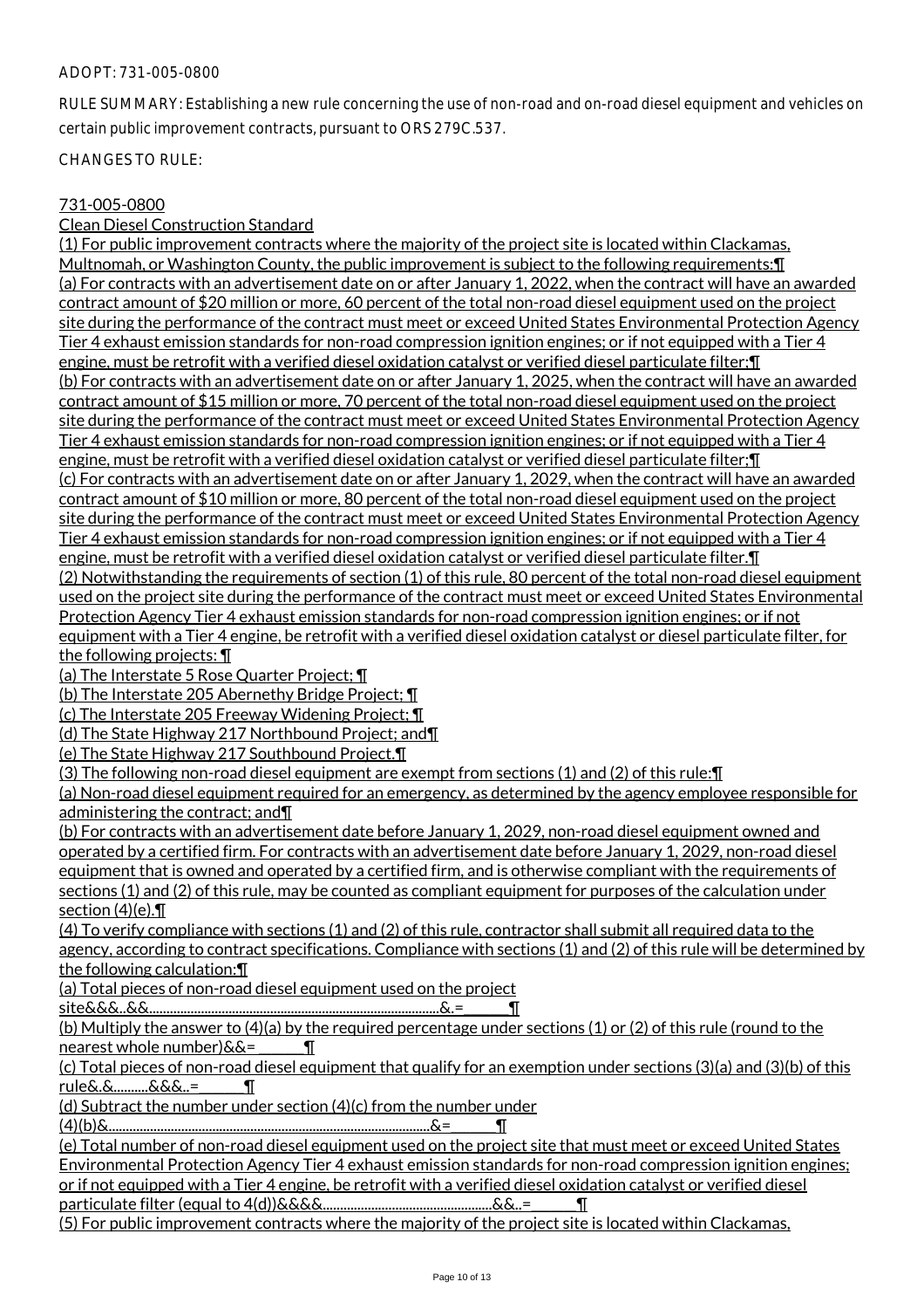ADOPT: 731-005-0800

RULE SUMMARY: Establishing a new rule concerning the use of non-road and on-road diesel equipment and vehicles on certain public improvement contracts, pursuant to ORS 279C.537.

CHANGES TO RULE:

731-005-0800

Clean Diesel Construction Standard

(1) For public improvement contracts where the majority of the project site is located within Clackamas, Multnomah, or Washington County, the public improvement is subject to the following requirements:¶

(a) For contracts with an advertisement date on or after January 1, 2022, when the contract will have an awarded contract amount of $20 million or more, 60 percent of the total non-road diesel equipment used on the project site during the performance of the contract must meet or exceed United States Environmental Protection Agency Tier 4 exhaust emission standards for non-road compression ignition engines; or if not equipped with a Tier 4 engine, must be retrofit with a verified diesel oxidation catalyst or verified diesel particulate filter;¶

(b) For contracts with an advertisement date on or after January 1, 2025, when the contract will have an awarded contract amount of $15 million or more, 70 percent of the total non-road diesel equipment used on the project site during the performance of the contract must meet or exceed United States Environmental Protection Agency Tier 4 exhaust emission standards for non-road compression ignition engines; or if not equipped with a Tier 4 engine, must be retrofit with a verified diesel oxidation catalyst or verified diesel particulate filter;¶

(c) For contracts with an advertisement date on or after January 1, 2029, when the contract will have an awarded contract amount of $10 million or more, 80 percent of the total non-road diesel equipment used on the project site during the performance of the contract must meet or exceed United States Environmental Protection Agency Tier 4 exhaust emission standards for non-road compression ignition engines; or if not equipped with a Tier 4 engine, must be retrofit with a verified diesel oxidation catalyst or verified diesel particulate filter.¶

(2) Notwithstanding the requirements of section (1) of this rule, 80 percent of the total non-road diesel equipment used on the project site during the performance of the contract must meet or exceed United States Environmental Protection Agency Tier 4 exhaust emission standards for non-road compression ignition engines; or if not equipment with a Tier 4 engine, be retrofit with a verified diesel oxidation catalyst or diesel particulate filter, for the following projects: ¶

(a) The Interstate 5 Rose Quarter Project; ¶

(b) The Interstate 205 Abernethy Bridge Project; ¶

(c) The Interstate 205 Freeway Widening Project; ¶

(d) The State Highway 217 Northbound Project; and¶

(e) The State Highway 217 Southbound Project.¶

(3) The following non-road diesel equipment are exempt from sections (1) and (2) of this rule:¶

(a) Non-road diesel equipment required for an emergency, as determined by the agency employee responsible for administering the contract; and¶

(b) For contracts with an advertisement date before January 1, 2029, non-road diesel equipment owned and operated by a certified firm. For contracts with an advertisement date before January 1, 2029, non-road diesel equipment that is owned and operated by a certified firm, and is otherwise compliant with the requirements of sections (1) and (2) of this rule, may be counted as compliant equipment for purposes of the calculation under section (4)(e).¶

(4) To verify compliance with sections (1) and (2) of this rule, contractor shall submit all required data to the agency, according to contract specifications. Compliance with sections (1) and (2) of this rule will be determined by the following calculation:¶

(a) Total pieces of non-road diesel equipment used on the project site&&&..&&.........................................................................................&.= ______¶

(b) Multiply the answer to (4)(a) by the required percentage under sections (1) or (2) of this rule (round to the nearest whole number)&&= ______¶

(c) Total pieces of non-road diesel equipment that qualify for an exemption under sections (3)(a) and (3)(b) of this rule&.&..........&&&..= ______¶

(d) Subtract the number under section (4)(c) from the number under (4)(b)&.............................................................................................&= ______¶

(e) Total number of non-road diesel equipment used on the project site that must meet or exceed United States Environmental Protection Agency Tier 4 exhaust emission standards for non-road compression ignition engines; or if not equipped with a Tier 4 engine, be retrofit with a verified diesel oxidation catalyst or verified diesel particulate filter (equal to 4(d))&&&&.................................................&&..= ______¶

(5) For public improvement contracts where the majority of the project site is located within Clackamas,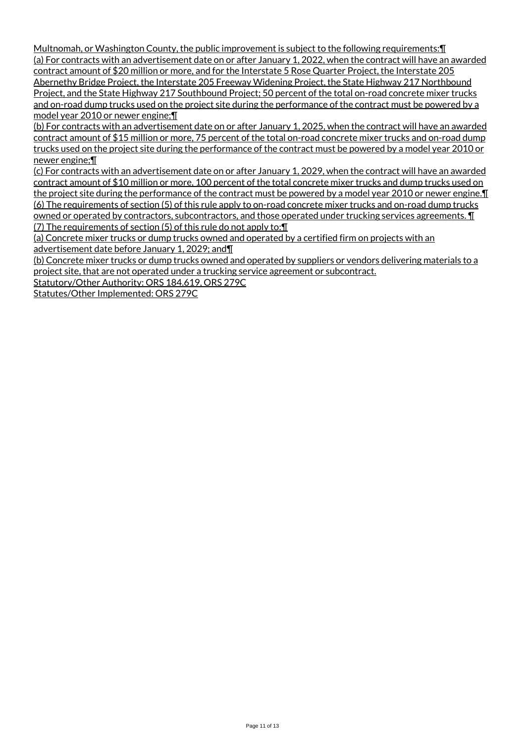Multnomah, or Washington County, the public improvement is subject to the following requirements:¶

(a) For contracts with an advertisement date on or after January 1, 2022, when the contract will have an awarded contract amount of $20 million or more, and for the Interstate 5 Rose Quarter Project, the Interstate 205 Abernethy Bridge Project, the Interstate 205 Freeway Widening Project, the State Highway 217 Northbound Project, and the State Highway 217 Southbound Project; 50 percent of the total on-road concrete mixer trucks and on-road dump trucks used on the project site during the performance of the contract must be powered by a model year 2010 or newer engine;¶

(b) For contracts with an advertisement date on or after January 1, 2025, when the contract will have an awarded contract amount of $15 million or more, 75 percent of the total on-road concrete mixer trucks and on-road dump trucks used on the project site during the performance of the contract must be powered by a model year 2010 or newer engine;¶

(c) For contracts with an advertisement date on or after January 1, 2029, when the contract will have an awarded contract amount of $10 million or more, 100 percent of the total concrete mixer trucks and dump trucks used on the project site during the performance of the contract must be powered by a model year 2010 or newer engine.¶

(6) The requirements of section (5) of this rule apply to on-road concrete mixer trucks and on-road dump trucks owned or operated by contractors, subcontractors, and those operated under trucking services agreements. ¶

(7) The requirements of section (5) of this rule do not apply to:¶

(a) Concrete mixer trucks or dump trucks owned and operated by a certified firm on projects with an advertisement date before January 1, 2029; and¶

(b) Concrete mixer trucks or dump trucks owned and operated by suppliers or vendors delivering materials to a project site, that are not operated under a trucking service agreement or subcontract.

Statutory/Other Authority: ORS 184.619, ORS 279C

Statutes/Other Implemented: ORS 279C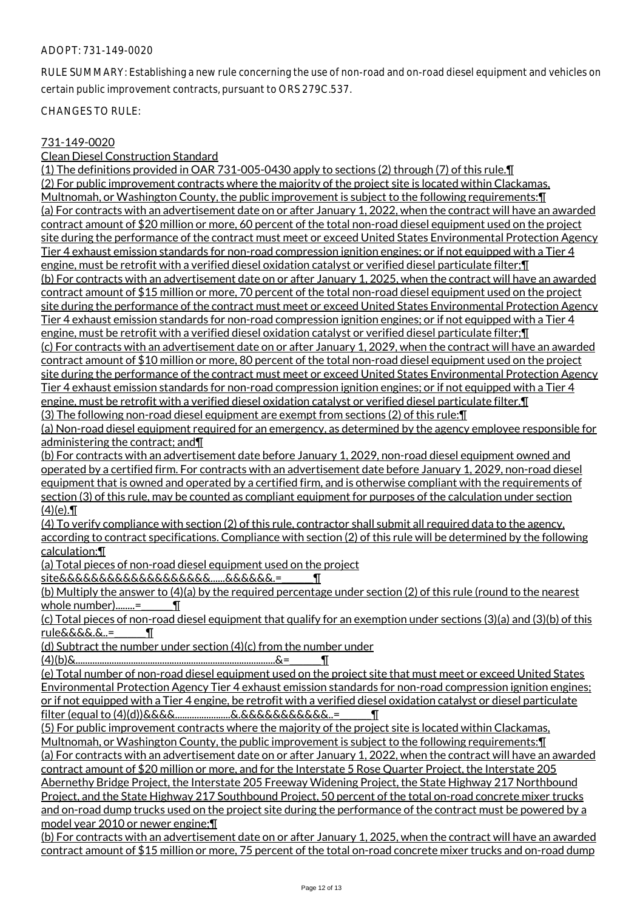ADOPT: 731-149-0020

RULE SUMMARY: Establishing a new rule concerning the use of non-road and on-road diesel equipment and vehicles on certain public improvement contracts, pursuant to ORS 279C.537.

CHANGES TO RULE:

731-149-0020
Clean Diesel Construction Standard
(1) The definitions provided in OAR 731-005-0430 apply to sections (2) through (7) of this rule.¶
(2) For public improvement contracts where the majority of the project site is located within Clackamas, Multnomah, or Washington County, the public improvement is subject to the following requirements:¶
(a) For contracts with an advertisement date on or after January 1, 2022, when the contract will have an awarded contract amount of $20 million or more, 60 percent of the total non-road diesel equipment used on the project site during the performance of the contract must meet or exceed United States Environmental Protection Agency Tier 4 exhaust emission standards for non-road compression ignition engines; or if not equipped with a Tier 4 engine, must be retrofit with a verified diesel oxidation catalyst or verified diesel particulate filter;¶
(b) For contracts with an advertisement date on or after January 1, 2025, when the contract will have an awarded contract amount of $15 million or more, 70 percent of the total non-road diesel equipment used on the project site during the performance of the contract must meet or exceed United States Environmental Protection Agency Tier 4 exhaust emission standards for non-road compression ignition engines; or if not equipped with a Tier 4 engine, must be retrofit with a verified diesel oxidation catalyst or verified diesel particulate filter;¶
(c) For contracts with an advertisement date on or after January 1, 2029, when the contract will have an awarded contract amount of $10 million or more, 80 percent of the total non-road diesel equipment used on the project site during the performance of the contract must meet or exceed United States Environmental Protection Agency Tier 4 exhaust emission standards for non-road compression ignition engines; or if not equipped with a Tier 4 engine, must be retrofit with a verified diesel oxidation catalyst or verified diesel particulate filter.¶
(3) The following non-road diesel equipment are exempt from sections (2) of this rule:¶
(a) Non-road diesel equipment required for an emergency, as determined by the agency employee responsible for administering the contract; and¶
(b) For contracts with an advertisement date before January 1, 2029, non-road diesel equipment owned and operated by a certified firm. For contracts with an advertisement date before January 1, 2029, non-road diesel equipment that is owned and operated by a certified firm, and is otherwise compliant with the requirements of section (3) of this rule, may be counted as compliant equipment for purposes of the calculation under section (4)(e).¶
(4) To verify compliance with section (2) of this rule, contractor shall submit all required data to the agency, according to contract specifications. Compliance with section (2) of this rule will be determined by the following calculation:¶
(a) Total pieces of non-road diesel equipment used on the project site&&&&&&&&&&&&&&&&&&......&&&&&&.=______¶
(b) Multiply the answer to (4)(a) by the required percentage under section (2) of this rule (round to the nearest whole number)........=______¶
(c) Total pieces of non-road diesel equipment that qualify for an exemption under sections (3)(a) and (3)(b) of this rule&&&&.&..=______¶
(d) Subtract the number under section (4)(c) from the number under (4)(b)&..................................................................................&=______¶
(e) Total number of non-road diesel equipment used on the project site that must meet or exceed United States Environmental Protection Agency Tier 4 exhaust emission standards for non-road compression ignition engines; or if not equipped with a Tier 4 engine, be retrofit with a verified diesel oxidation catalyst or diesel particulate filter (equal to (4)(d))&&&&.......................&.&&&&&&&&&&&..=______¶
(5) For public improvement contracts where the majority of the project site is located within Clackamas, Multnomah, or Washington County, the public improvement is subject to the following requirements:¶
(a) For contracts with an advertisement date on or after January 1, 2022, when the contract will have an awarded contract amount of $20 million or more, and for the Interstate 5 Rose Quarter Project, the Interstate 205 Abernethy Bridge Project, the Interstate 205 Freeway Widening Project, the State Highway 217 Northbound Project, and the State Highway 217 Southbound Project, 50 percent of the total on-road concrete mixer trucks and on-road dump trucks used on the project site during the performance of the contract must be powered by a model year 2010 or newer engine;¶
(b) For contracts with an advertisement date on or after January 1, 2025, when the contract will have an awarded contract amount of $15 million or more, 75 percent of the total on-road concrete mixer trucks and on-road dump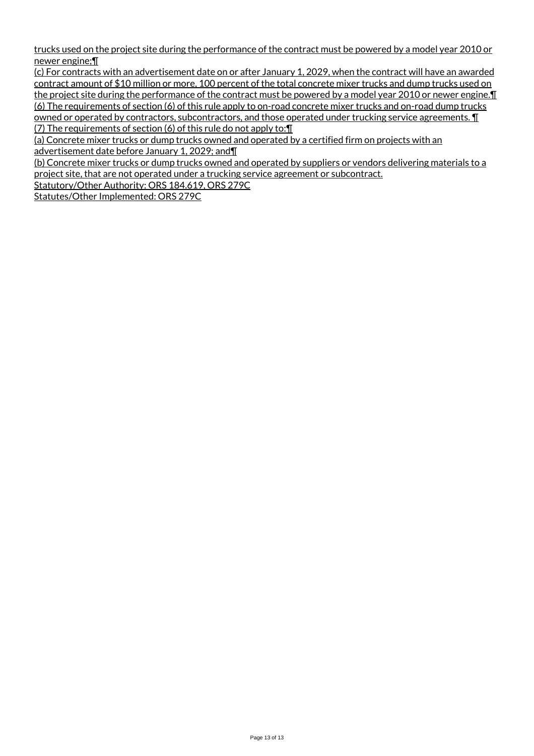trucks used on the project site during the performance of the contract must be powered by a model year 2010 or newer engine;¶

(c) For contracts with an advertisement date on or after January 1, 2029, when the contract will have an awarded contract amount of $10 million or more, 100 percent of the total concrete mixer trucks and dump trucks used on the project site during the performance of the contract must be powered by a model year 2010 or newer engine.¶

(6) The requirements of section (6) of this rule apply to on-road concrete mixer trucks and on-road dump trucks owned or operated by contractors, subcontractors, and those operated under trucking service agreements. ¶

(7) The requirements of section (6) of this rule do not apply to:¶

(a) Concrete mixer trucks or dump trucks owned and operated by a certified firm on projects with an advertisement date before January 1, 2029; and¶

(b) Concrete mixer trucks or dump trucks owned and operated by suppliers or vendors delivering materials to a project site, that are not operated under a trucking service agreement or subcontract.

Statutory/Other Authority: ORS 184.619, ORS 279C

Statutes/Other Implemented: ORS 279C